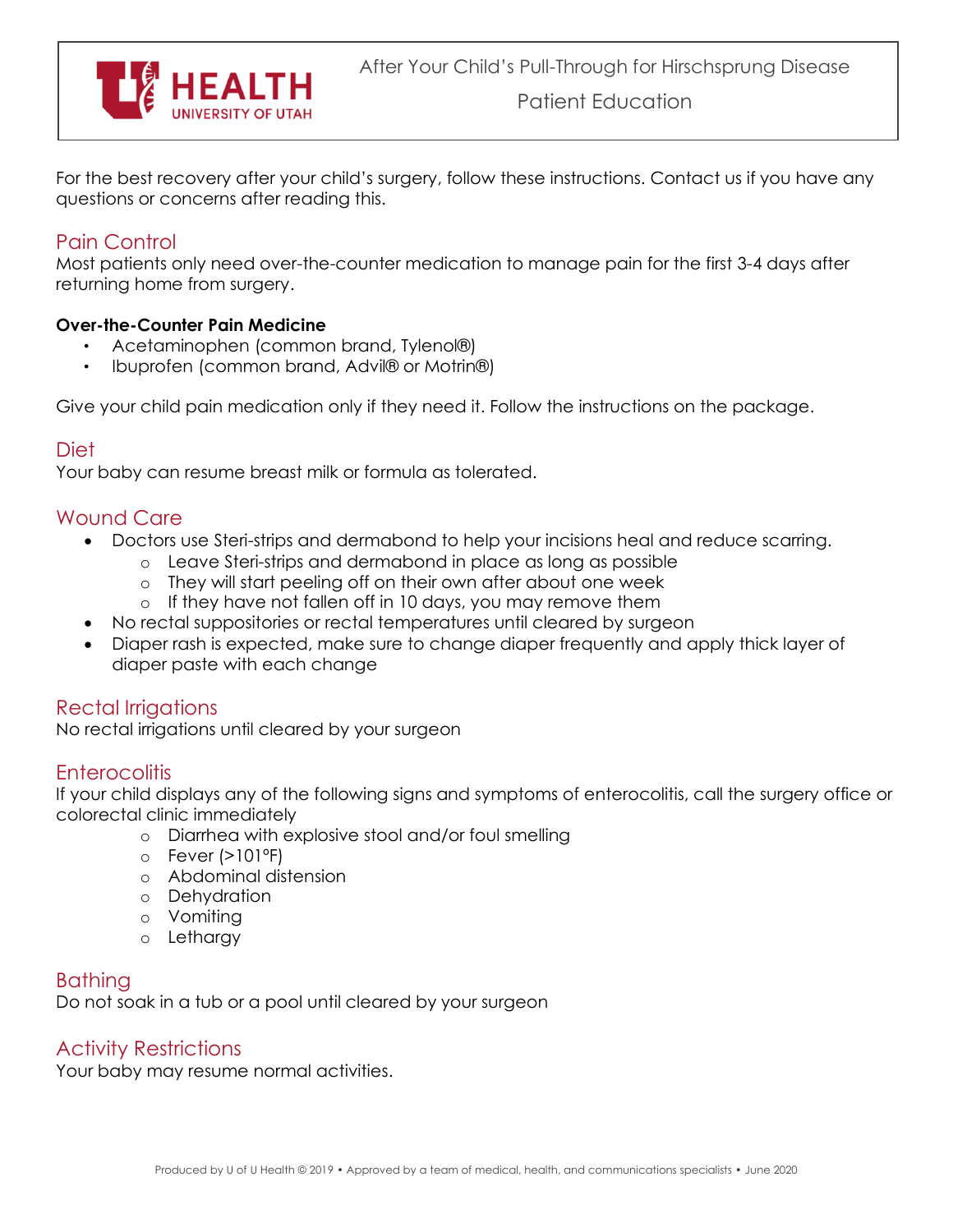# After Your Child's Pull-Through for Hirschsprung Disease

Patient Education

For the best recovery after your child's surgery, follow these instructions. Contact us if you have any questions or concerns after reading this.

## Pain Control

Most patients only need over-the-counter medication to manage pain for the first 3-4 days after returning home from surgery.

**Over-the-Counter Pain Medicine**

- Acetaminophen (common brand, Tylenol®)
- Ibuprofen (common brand, Advil® or Motrin®)

Give your child pain medication only if they need it. Follow the instructions on the package.

## Diet

Your baby can resume breast milk or formula as tolerated.

## Wound Care

- Doctors use Steri-strips and dermabond to help your incisions heal and reduce scarring.
  - Leave Steri-strips and dermabond in place as long as possible
  - They will start peeling off on their own after about one week
  - If they have not fallen off in 10 days, you may remove them
- No rectal suppositories or rectal temperatures until cleared by surgeon
- Diaper rash is expected, make sure to change diaper frequently and apply thick layer of diaper paste with each change

## Rectal Irrigations

No rectal irrigations until cleared by your surgeon

## Enterocolitis

If your child displays any of the following signs and symptoms of enterocolitis, call the surgery office or colorectal clinic immediately

- Diarrhea with explosive stool and/or foul smelling
- Fever (>101°F)
- Abdominal distension
- Dehydration
- Vomiting
- Lethargy

## Bathing

Do not soak in a tub or a pool until cleared by your surgeon

## Activity Restrictions

Your baby may resume normal activities.

Produced by U of U Health © 2019 • Approved by a team of medical, health, and communications specialists • June 2020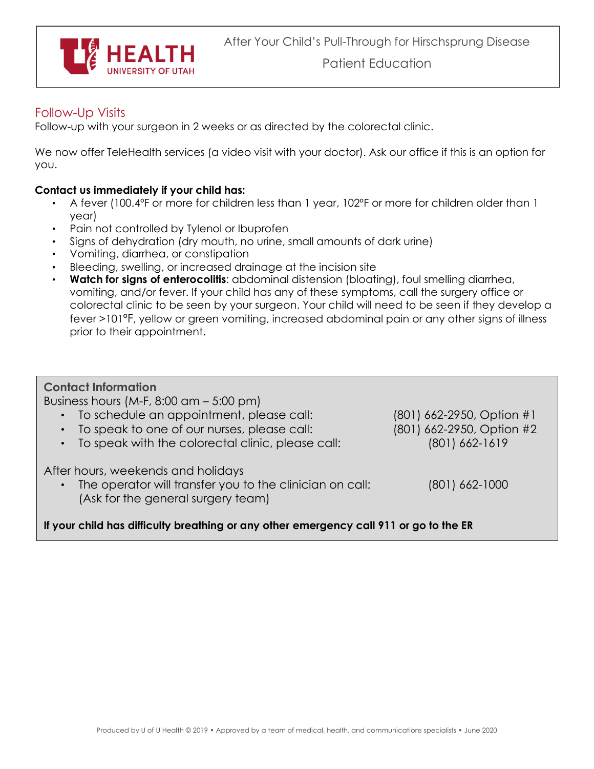## Follow-Up Visits

Follow-up with your surgeon in 2 weeks or as directed by the colorectal clinic.

We now offer TeleHealth services (a video visit with your doctor). Ask our office if this is an option for you.

**Contact us immediately if your child has:**

- A fever (100.4°F or more for children less than 1 year, 102°F or more for children older than 1 year)
- Pain not controlled by Tylenol or Ibuprofen
- Signs of dehydration (dry mouth, no urine, small amounts of dark urine)
- Vomiting, diarrhea, or constipation
- Bleeding, swelling, or increased drainage at the incision site
- **Watch for signs of enterocolitis**: abdominal distension (bloating), foul smelling diarrhea, vomiting, and/or fever. If your child has any of these symptoms, call the surgery office or colorectal clinic to be seen by your surgeon. Your child will need to be seen if they develop a fever >101°F, yellow or green vomiting, increased abdominal pain or any other signs of illness prior to their appointment.

**Contact Information**

Business hours (M-F, 8:00 am – 5:00 pm)

- To schedule an appointment, please call: (801) 662-2950, Option #1
- To speak to one of our nurses, please call: (801) 662-2950, Option #2
- To speak with the colorectal clinic, please call: (801) 662-1619

After hours, weekends and holidays

- The operator will transfer you to the clinician on call: (801) 662-1000
  (Ask for the general surgery team)

**If your child has difficulty breathing or any other emergency call 911 or go to the ER**

Produced by U of U Health © 2019 • Approved by a team of medical, health, and communications specialists • June 2020